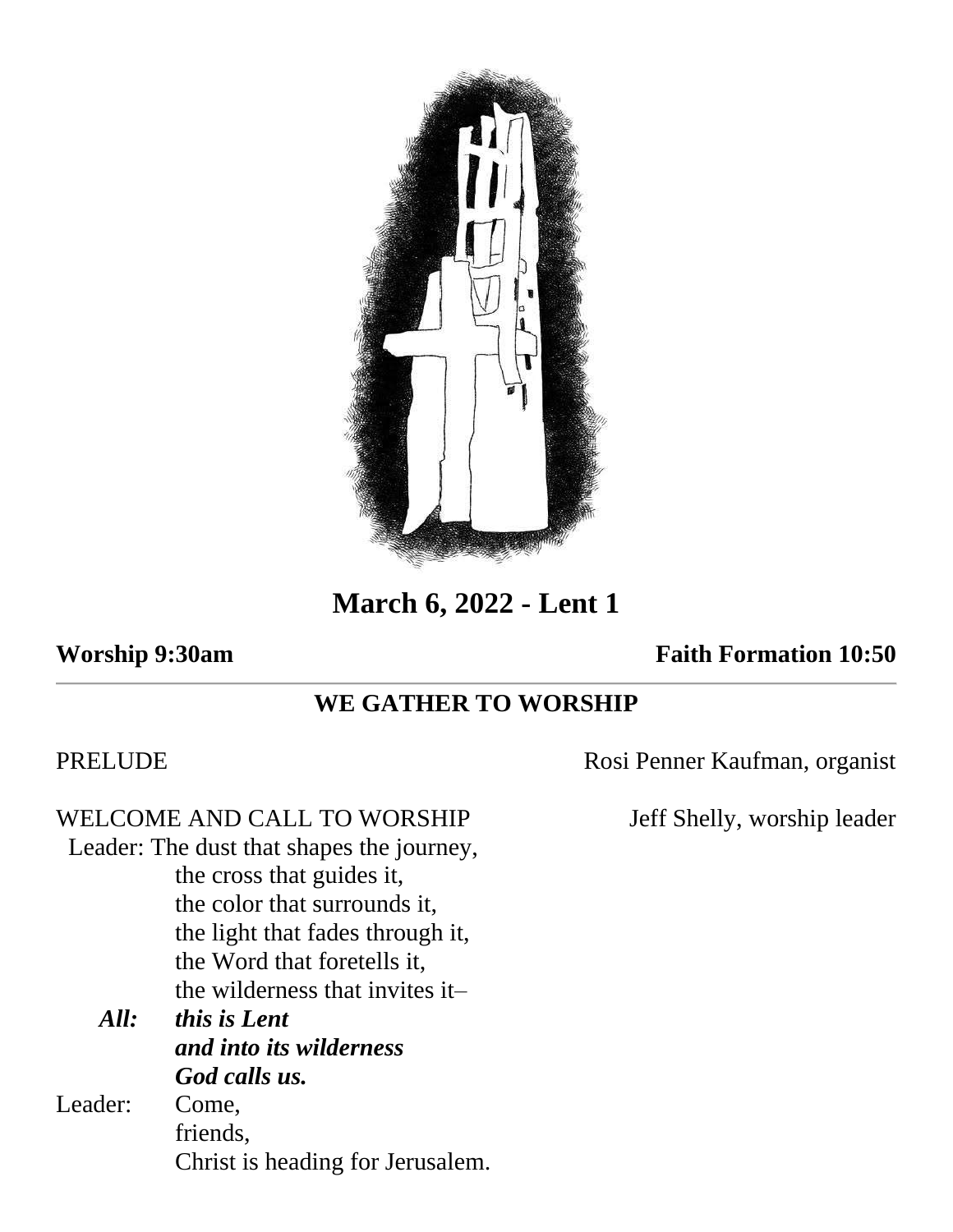# March 6, 2022 - Lent 1

**Worship 9:30am** **Faith Formation 10:50**

---

## WE GATHER TO WORSHIP

PRELUDE Rosi Penner Kaufman, organist

WELCOME AND CALL TO WORSHIP Jeff Shelly, worship leader

Leader: The dust that shapes the journey,
the cross that guides it,
the color that surrounds it,
the light that fades through it,
the Word that foretells it,
the wilderness that invites it–

***All:*** ***this is Lent***
***and into its wilderness***
***God calls us.***

Leader: Come,
friends,
Christ is heading for Jerusalem.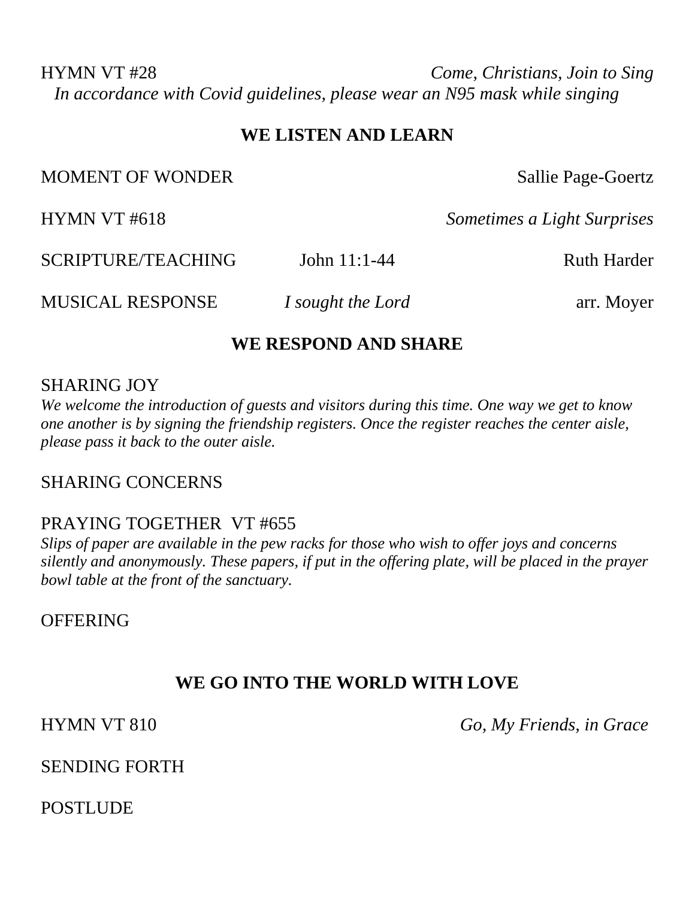HYMN VT #28 *Come, Christians, Join to Sing*

*In accordance with Covid guidelines, please wear an N95 mask while singing*

## WE LISTEN AND LEARN

MOMENT OF WONDER Sallie Page-Goertz

HYMN VT #618 *Sometimes a Light Surprises*

SCRIPTURE/TEACHING John 11:1-44 Ruth Harder

MUSICAL RESPONSE *I sought the Lord* arr. Moyer

## WE RESPOND AND SHARE

SHARING JOY

*We welcome the introduction of guests and visitors during this time. One way we get to know one another is by signing the friendship registers. Once the register reaches the center aisle, please pass it back to the outer aisle.*

SHARING CONCERNS

PRAYING TOGETHER VT #655

*Slips of paper are available in the pew racks for those who wish to offer joys and concerns silently and anonymously. These papers, if put in the offering plate, will be placed in the prayer bowl table at the front of the sanctuary.*

OFFERING

## WE GO INTO THE WORLD WITH LOVE

HYMN VT 810 *Go, My Friends, in Grace*

SENDING FORTH

POSTLUDE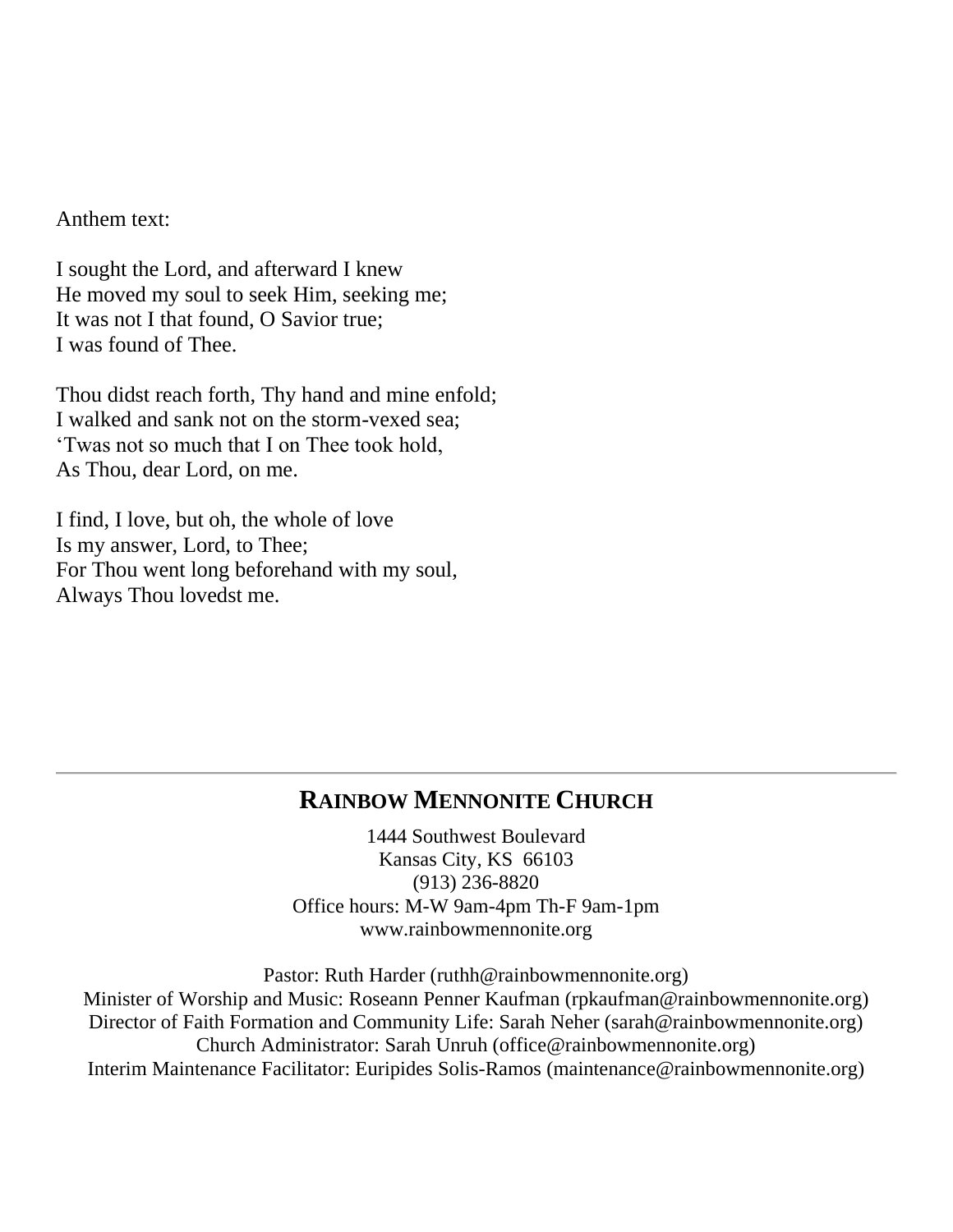Anthem text:

I sought the Lord, and afterward I knew
He moved my soul to seek Him, seeking me;
It was not I that found, O Savior true;
I was found of Thee.

Thou didst reach forth, Thy hand and mine enfold;
I walked and sank not on the storm-vexed sea;
'Twas not so much that I on Thee took hold,
As Thou, dear Lord, on me.

I find, I love, but oh, the whole of love
Is my answer, Lord, to Thee;
For Thou went long beforehand with my soul,
Always Thou lovedst me.

---

## RAINBOW MENNONITE CHURCH

1444 Southwest Boulevard
Kansas City, KS 66103
(913) 236-8820
Office hours: M-W 9am-4pm Th-F 9am-1pm
www.rainbowmennonite.org

Pastor: Ruth Harder (ruthh@rainbowmennonite.org)
Minister of Worship and Music: Roseann Penner Kaufman (rpkaufman@rainbowmennonite.org)
Director of Faith Formation and Community Life: Sarah Neher (sarah@rainbowmennonite.org)
Church Administrator: Sarah Unruh (office@rainbowmennonite.org)
Interim Maintenance Facilitator: Euripides Solis-Ramos (maintenance@rainbowmennonite.org)